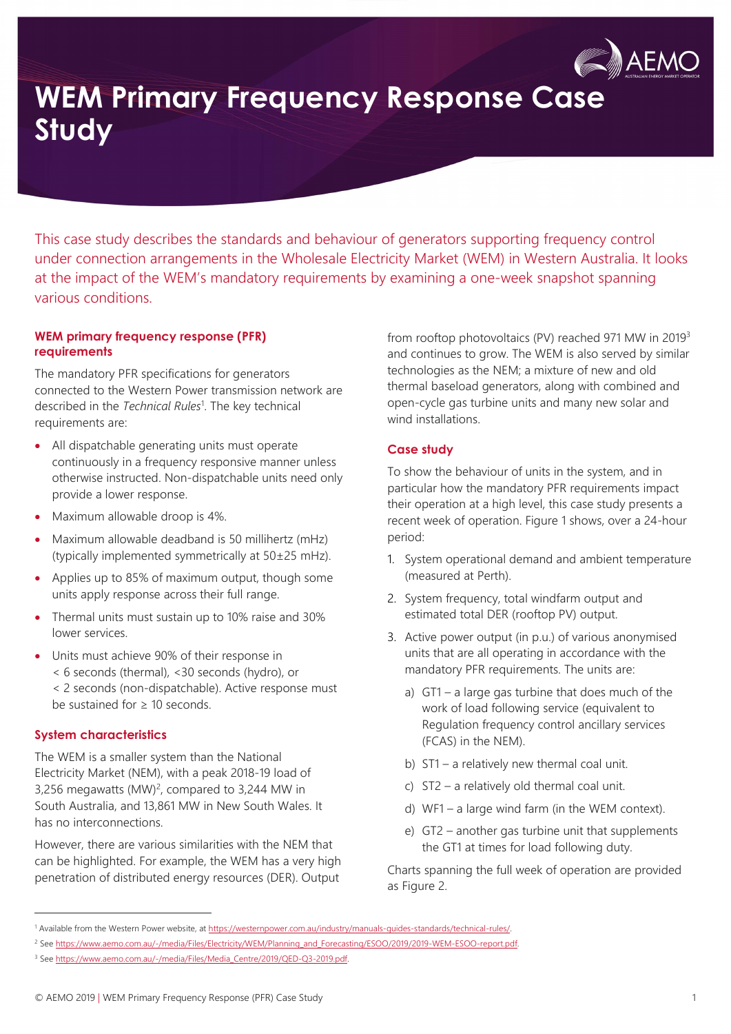# WEM Primary Frequency Response Case Study

This case study describes the standards and behaviour of generators supporting frequency control under connection arrangements in the Wholesale Electricity Market (WEM) in Western Australia. It looks at the impact of the WEM's mandatory requirements by examining a one-week snapshot spanning various conditions.

## WEM primary frequency response (PFR) requirements

The mandatory PFR specifications for generators connected to the Western Power transmission network are described in the *Technical Rules*[1]. The key technical requirements are:

- All dispatchable generating units must operate continuously in a frequency responsive manner unless otherwise instructed. Non-dispatchable units need only provide a lower response.
- Maximum allowable droop is 4%.
- Maximum allowable deadband is 50 millihertz (mHz) (typically implemented symmetrically at 50±25 mHz).
- Applies up to 85% of maximum output, though some units apply response across their full range.
- Thermal units must sustain up to 10% raise and 30% lower services.
- Units must achieve 90% of their response in < 6 seconds (thermal), <30 seconds (hydro), or < 2 seconds (non-dispatchable). Active response must be sustained for ≥ 10 seconds.

## System characteristics

The WEM is a smaller system than the National Electricity Market (NEM), with a peak 2018-19 load of 3,256 megawatts (MW)[2], compared to 3,244 MW in South Australia, and 13,861 MW in New South Wales. It has no interconnections.

However, there are various similarities with the NEM that can be highlighted. For example, the WEM has a very high penetration of distributed energy resources (DER). Output from rooftop photovoltaics (PV) reached 971 MW in 2019[3] and continues to grow. The WEM is also served by similar technologies as the NEM; a mixture of new and old thermal baseload generators, along with combined and open-cycle gas turbine units and many new solar and wind installations.

## Case study

To show the behaviour of units in the system, and in particular how the mandatory PFR requirements impact their operation at a high level, this case study presents a recent week of operation. Figure 1 shows, over a 24-hour period:

1. System operational demand and ambient temperature (measured at Perth).
2. System frequency, total windfarm output and estimated total DER (rooftop PV) output.
3. Active power output (in p.u.) of various anonymised units that are all operating in accordance with the mandatory PFR requirements. The units are:
   a) GT1 – a large gas turbine that does much of the work of load following service (equivalent to Regulation frequency control ancillary services (FCAS) in the NEM).
   b) ST1 – a relatively new thermal coal unit.
   c) ST2 – a relatively old thermal coal unit.
   d) WF1 – a large wind farm (in the WEM context).
   e) GT2 – another gas turbine unit that supplements the GT1 at times for load following duty.

Charts spanning the full week of operation are provided as Figure 2.

---

[1] Available from the Western Power website, at https://westernpower.com.au/industry/manuals-guides-standards/technical-rules/.

[2] See https://www.aemo.com.au/-/media/Files/Electricity/WEM/Planning_and_Forecasting/ESOO/2019/2019-WEM-ESOO-report.pdf.

[3] See https://www.aemo.com.au/-/media/Files/Media_Centre/2019/QED-Q3-2019.pdf.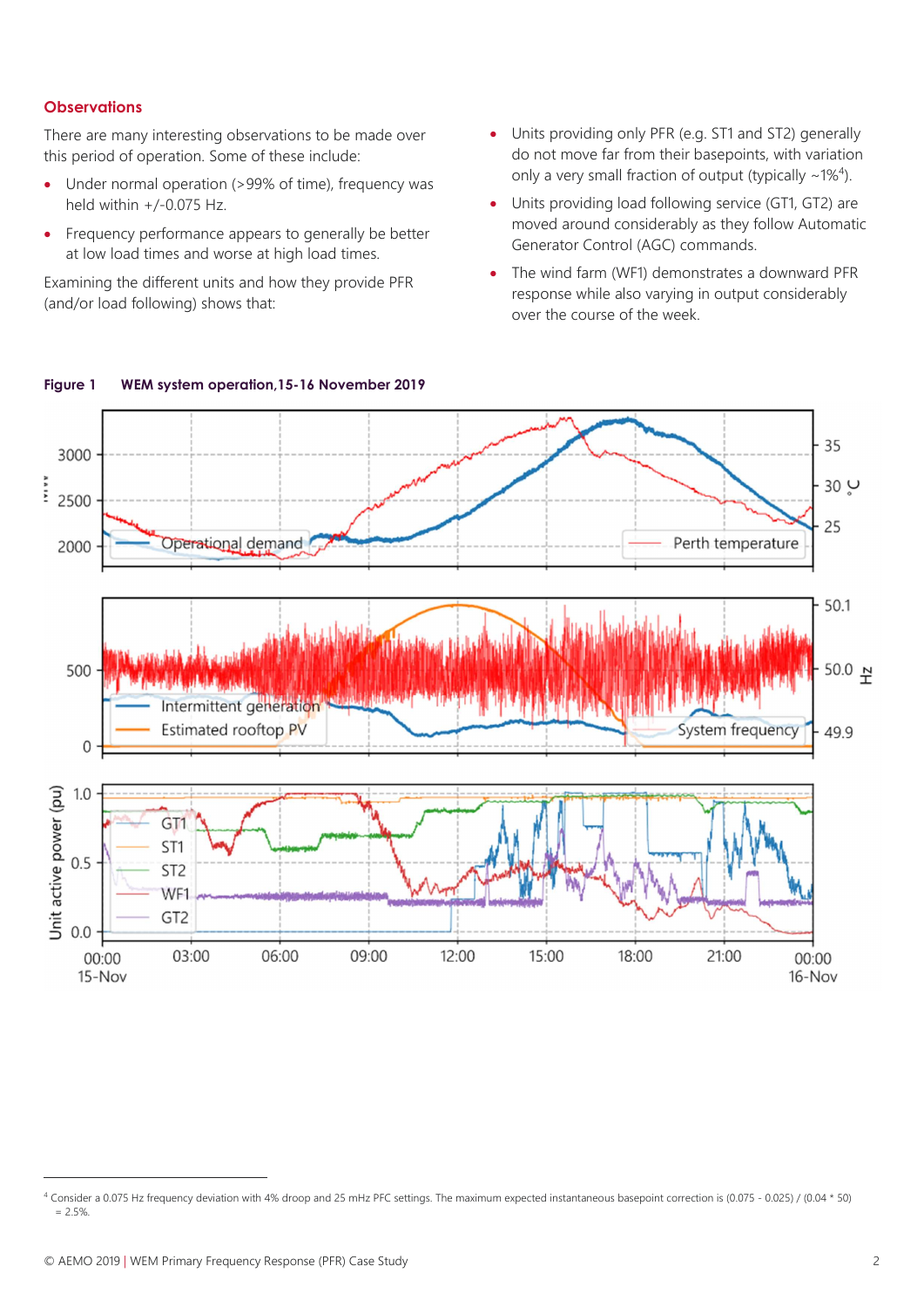### Observations

There are many interesting observations to be made over this period of operation. Some of these include:

- Under normal operation (>99% of time), frequency was held within +/-0.075 Hz.
- Frequency performance appears to generally be better at low load times and worse at high load times.

Examining the different units and how they provide PFR (and/or load following) shows that:

- Units providing only PFR (e.g. ST1 and ST2) generally do not move far from their basepoints, with variation only a very small fraction of output (typically ~1%[4]).
- Units providing load following service (GT1, GT2) are moved around considerably as they follow Automatic Generator Control (AGC) commands.
- The wind farm (WF1) demonstrates a downward PFR response while also varying in output considerably over the course of the week.

**Figure 1 WEM system operation, 15-16 November 2019**

[4] Consider a 0.075 Hz frequency deviation with 4% droop and 25 mHz PFC settings. The maximum expected instantaneous basepoint correction is (0.075 - 0.025) / (0.04 * 50) = 2.5%.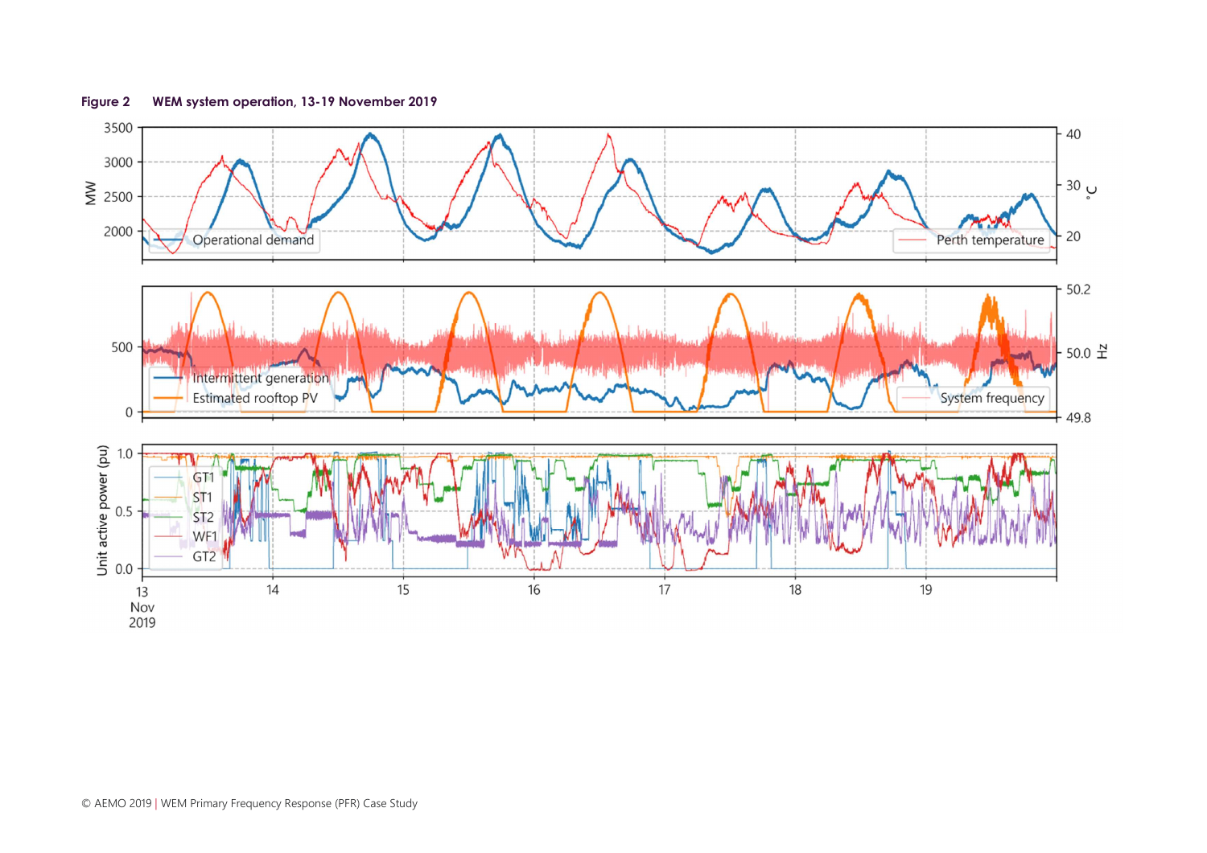**Figure 2 WEM system operation, 13-19 November 2019**

3500
3000
2500
2000
MW
Operational demand
Perth temperature
40
30
20
°C

500
0
Intermittent generation
Estimated rooftop PV
System frequency
50.2
50.0
49.8
Hz

1.0
0.5
0.0
Unit active power (pu)
GT1
ST1
ST2
WF1
GT2

13
Nov
2019
14
15
16
17
18
19